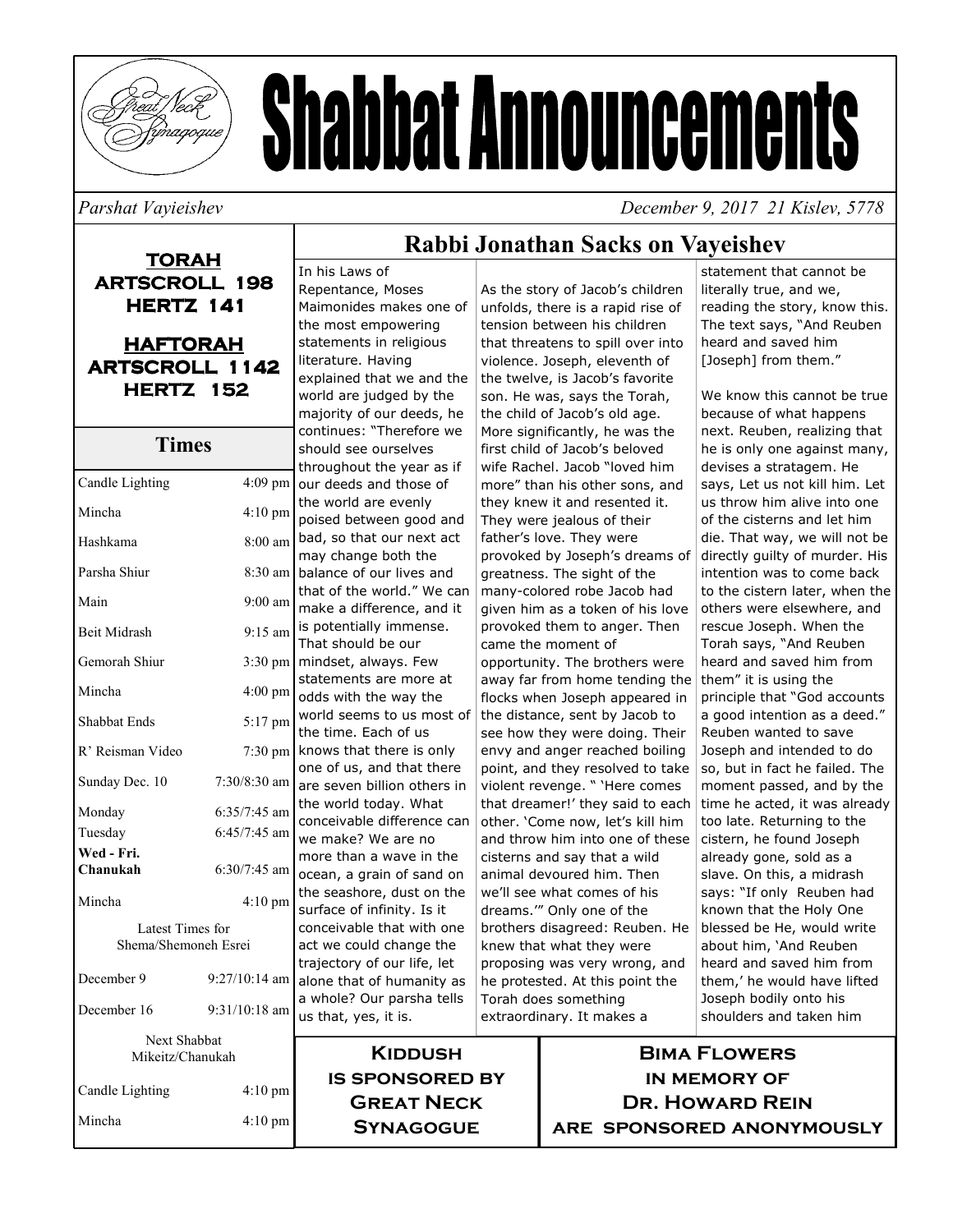# Shabbat Announcements

*Parshat Vayieishev* *December 9, 2017 21 Kislev, 5778*

**TORAH**
**ARTSCROLL 198**
**HERTZ 141**

**HAFTORAH**
**ARTSCROLL 1142**
**HERTZ 152**

## Times

| | |
|---|---|
| Candle Lighting | 4:09 pm |
| Mincha | 4:10 pm |
| Hashkama | 8:00 am |
| Parsha Shiur | 8:30 am |
| Main | 9:00 am |
| Beit Midrash | 9:15 am |
| Gemorah Shiur | 3:30 pm |
| Mincha | 4:00 pm |
| Shabbat Ends | 5:17 pm |
| R' Reisman Video | 7:30 pm |
| Sunday Dec. 10 | 7:30/8:30 am |
| Monday | 6:35/7:45 am |
| Tuesday | 6:45/7:45 am |
| **Wed - Fri. Chanukah** | 6:30/7:45 am |
| Mincha | 4:10 pm |

Latest Times for Shema/Shemoneh Esrei

| | |
|---|---|
| December 9 | 9:27/10:14 am |
| December 16 | 9:31/10:18 am |

Next Shabbat Mikeitz/Chanukah

| | |
|---|---|
| Candle Lighting | 4:10 pm |
| Mincha | 4:10 pm |

## Rabbi Jonathan Sacks on Vayeishev

In his Laws of Repentance, Moses Maimonides makes one of the most empowering statements in religious literature. Having explained that we and the world are judged by the majority of our deeds, he continues: "Therefore we should see ourselves throughout the year as if our deeds and those of the world are evenly poised between good and bad, so that our next act may change both the balance of our lives and that of the world." We can make a difference, and it is potentially immense. That should be our mindset, always. Few statements are more at odds with the way the world seems to us most of the time. Each of us knows that there is only one of us, and that there are seven billion others in the world today. What conceivable difference can we make? We are no more than a wave in the ocean, a grain of sand on the seashore, dust on the surface of infinity. Is it conceivable that with one act we could change the trajectory of our life, let alone that of humanity as a whole? Our parsha tells us that, yes, it is.

As the story of Jacob's children unfolds, there is a rapid rise of tension between his children that threatens to spill over into violence. Joseph, eleventh of the twelve, is Jacob's favorite son. He was, says the Torah, the child of Jacob's old age. More significantly, he was the first child of Jacob's beloved wife Rachel. Jacob "loved him more" than his other sons, and they knew it and resented it. They were jealous of their father's love. They were provoked by Joseph's dreams of greatness. The sight of the many-colored robe Jacob had given him as a token of his love provoked them to anger. Then came the moment of opportunity. The brothers were away far from home tending the flocks when Joseph appeared in the distance, sent by Jacob to see how they were doing. Their envy and anger reached boiling point, and they resolved to take violent revenge. " 'Here comes that dreamer!' they said to each other. 'Come now, let's kill him and throw him into one of these cisterns and say that a wild animal devoured him. Then we'll see what comes of his dreams.'" Only one of the brothers disagreed: Reuben. He knew that what they were proposing was very wrong, and he protested. At this point the Torah does something extraordinary. It makes a statement that cannot be literally true, and we, reading the story, know this. The text says, "And Reuben heard and saved him [Joseph] from them."

We know this cannot be true because of what happens next. Reuben, realizing that he is only one against many, devises a stratagem. He says, Let us not kill him. Let us throw him alive into one of the cisterns and let him die. That way, we will not be directly guilty of murder. His intention was to come back to the cistern later, when the others were elsewhere, and rescue Joseph. When the Torah says, "And Reuben heard and saved him from them" it is using the principle that "God accounts a good intention as a deed." Reuben wanted to save Joseph and intended to do so, but in fact he failed. The moment passed, and by the time he acted, it was already too late. Returning to the cistern, he found Joseph already gone, sold as a slave. On this, a midrash says: "If only Reuben had known that the Holy One blessed be He, would write about him, 'And Reuben heard and saved him from them,' he would have lifted Joseph bodily onto his shoulders and taken him

**Kiddush is sponsored by Great Neck Synagogue**

**Bima Flowers in memory of Dr. Howard Rein are sponsored anonymously**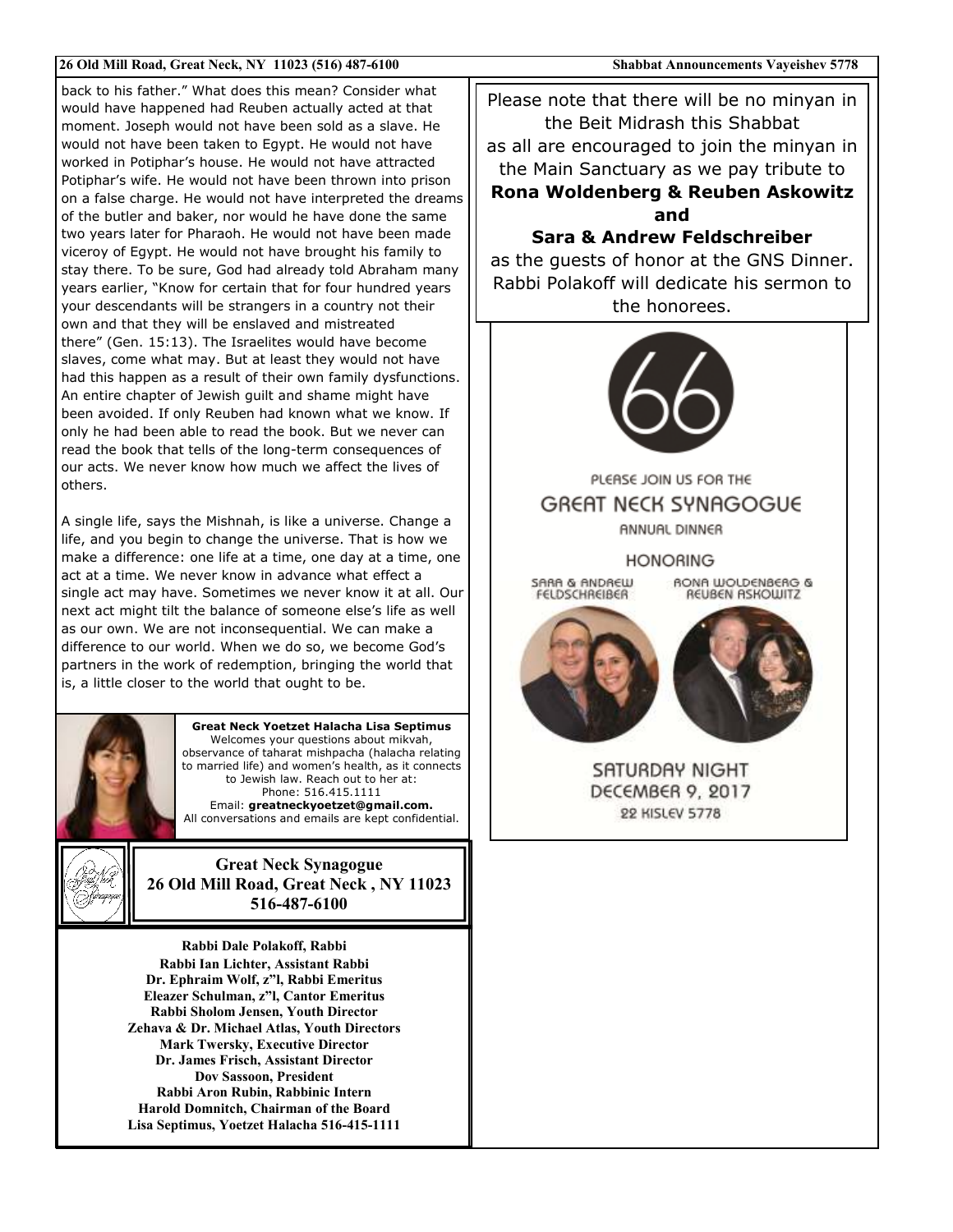back to his father." What does this mean? Consider what would have happened had Reuben actually acted at that moment. Joseph would not have been sold as a slave. He would not have been taken to Egypt. He would not have worked in Potiphar's house. He would not have attracted Potiphar's wife. He would not have been thrown into prison on a false charge. He would not have interpreted the dreams of the butler and baker, nor would he have done the same two years later for Pharaoh. He would not have been made viceroy of Egypt. He would not have brought his family to stay there. To be sure, God had already told Abraham many years earlier, "Know for certain that for four hundred years your descendants will be strangers in a country not their own and that they will be enslaved and mistreated there" (Gen. 15:13). The Israelites would have become slaves, come what may. But at least they would not have had this happen as a result of their own family dysfunctions. An entire chapter of Jewish guilt and shame might have been avoided. If only Reuben had known what we know. If only he had been able to read the book. But we never can read the book that tells of the long-term consequences of our acts. We never know how much we affect the lives of others.

A single life, says the Mishnah, is like a universe. Change a life, and you begin to change the universe. That is how we make a difference: one life at a time, one day at a time, one act at a time. We never know in advance what effect a single act may have. Sometimes we never know it at all. Our next act might tilt the balance of someone else's life as well as our own. We are not inconsequential. We can make a difference to our world. When we do so, we become God's partners in the work of redemption, bringing the world that is, a little closer to the world that ought to be.

**Great Neck Yoetzet Halacha Lisa Septimus**
Welcomes your questions about mikvah, observance of taharat mishpacha (halacha relating to married life) and women's health, as it connects to Jewish law. Reach out to her at:
Phone: 516.415.1111
Email: **greatneckyoetzet@gmail.com.**
All conversations and emails are kept confidential.

**Great Neck Synagogue**
**26 Old Mill Road, Great Neck , NY 11023**
**516-487-6100**

**Rabbi Dale Polakoff, Rabbi**
**Rabbi Ian Lichter, Assistant Rabbi**
**Dr. Ephraim Wolf, z"l, Rabbi Emeritus**
**Eleazer Schulman, z"l, Cantor Emeritus**
**Rabbi Sholom Jensen, Youth Director**
**Zehava & Dr. Michael Atlas, Youth Directors**
**Mark Twersky, Executive Director**
**Dr. James Frisch, Assistant Director**
**Dov Sassoon, President**
**Rabbi Aron Rubin, Rabbinic Intern**
**Harold Domnitch, Chairman of the Board**
**Lisa Septimus, Yoetzet Halacha 516-415-1111**

Please note that there will be no minyan in the Beit Midrash this Shabbat as all are encouraged to join the minyan in the Main Sanctuary as we pay tribute to **Rona Woldenberg & Reuben Askowitz and Sara & Andrew Feldschreiber** as the guests of honor at the GNS Dinner. Rabbi Polakoff will dedicate his sermon to the honorees.

66

PLEASE JOIN US FOR THE

GREAT NECK SYNAGOGUE

ANNUAL DINNER

HONORING

SARA & ANDREW FELDSCHREIBER

RONA WOLDENBERG & REUBEN ASKOWITZ

SATURDAY NIGHT
DECEMBER 9, 2017
22 KISLEV 5778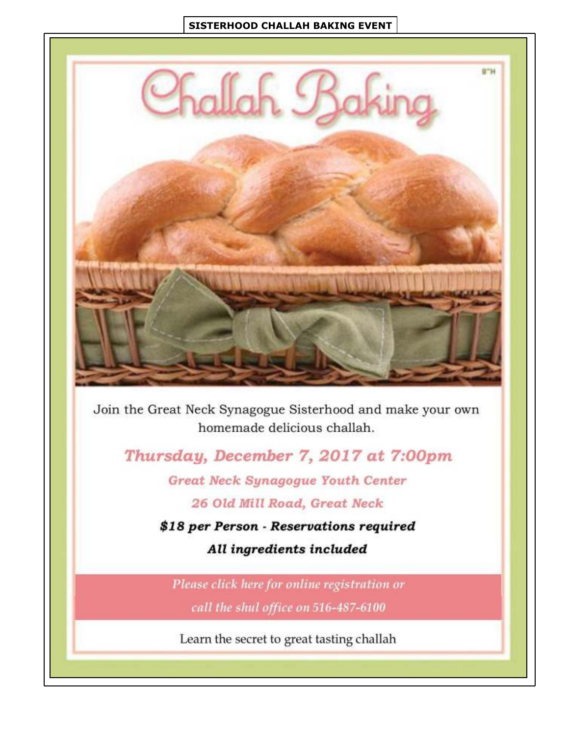**SISTERHOOD CHALLAH BAKING EVENT**

# Challah Baking

B"H

Join the Great Neck Synagogue Sisterhood and make your own homemade delicious challah.

## *Thursday, December 7, 2017 at 7:00pm*

***Great Neck Synagogue Youth Center***

***26 Old Mill Road, Great Neck***

***$18 per Person - Reservations required***

***All ingredients included***

*Please click here for online registration or call the shul office on 516-487-6100*

Learn the secret to great tasting challah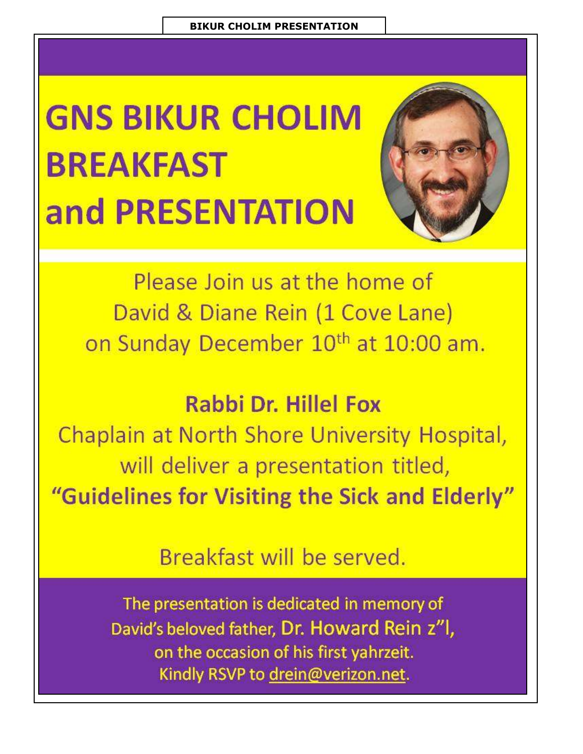**BIKUR CHOLIM PRESENTATION**

# GNS BIKUR CHOLIM BREAKFAST and PRESENTATION

Please Join us at the home of David & Diane Rein (1 Cove Lane) on Sunday December 10th at 10:00 am.

**Rabbi Dr. Hillel Fox**

Chaplain at North Shore University Hospital, will deliver a presentation titled,

**"Guidelines for Visiting the Sick and Elderly"**

Breakfast will be served.

The presentation is dedicated in memory of David's beloved father, Dr. Howard Rein z"l, on the occasion of his first yahrzeit.

Kindly RSVP to drein@verizon.net.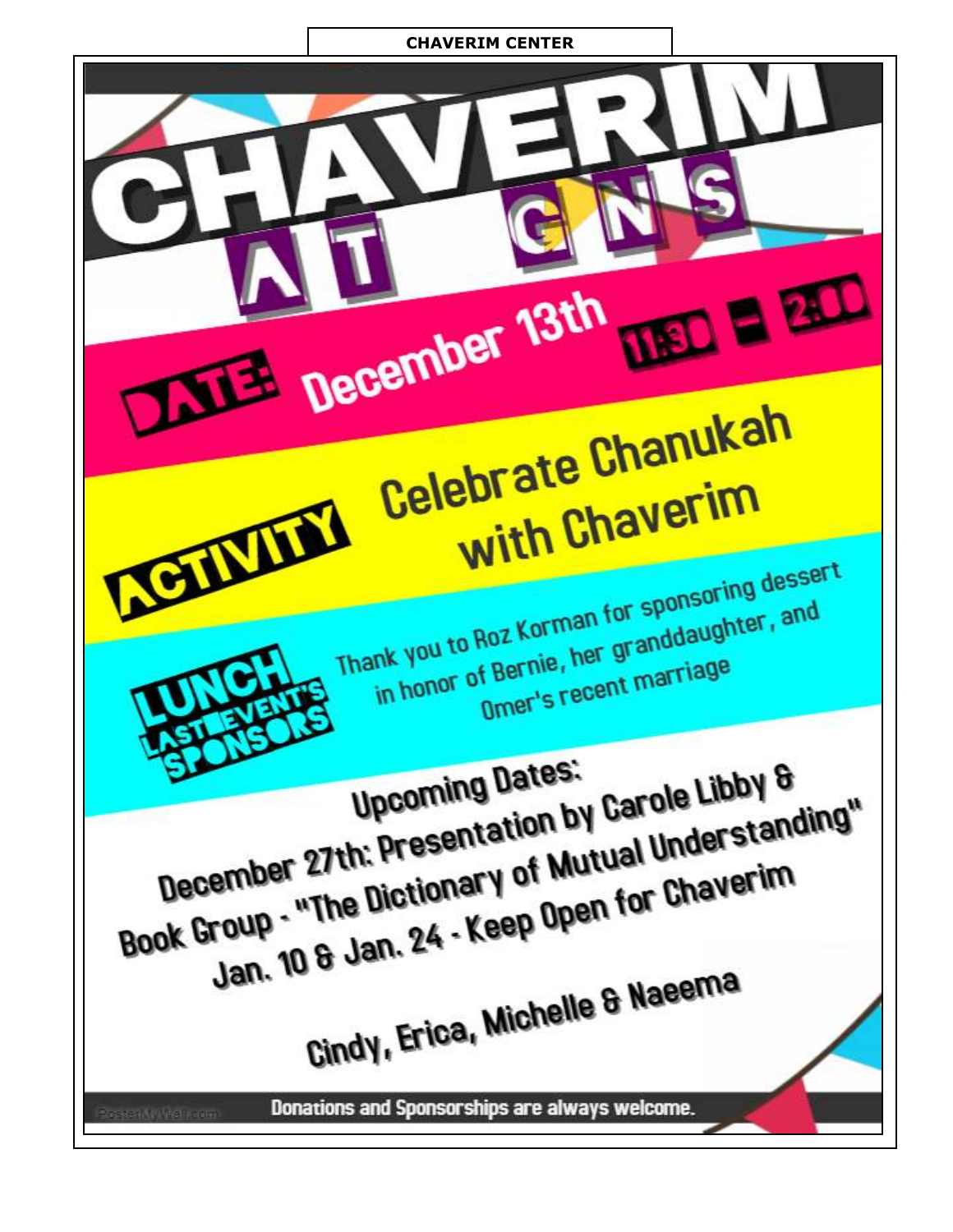**CHAVERIM CENTER**

# CHAVERIM AT GNS

**DATE:** December 13th 11:30 – 2:00

**ACTIVITY** Celebrate Chanukah with Chaverim

**LUNCH LAST EVENT'S SPONSORS** Thank you to Roz Korman for sponsoring dessert in honor of Bernie, her granddaughter, and Omer's recent marriage

Upcoming Dates:

December 27th: Presentation by Carole Libby &

Book Group - "The Dictionary of Mutual Understanding"

Jan. 10 & Jan. 24 - Keep Open for Chaverim

Cindy, Erica, Michelle & Naeema

Donations and Sponsorships are always welcome.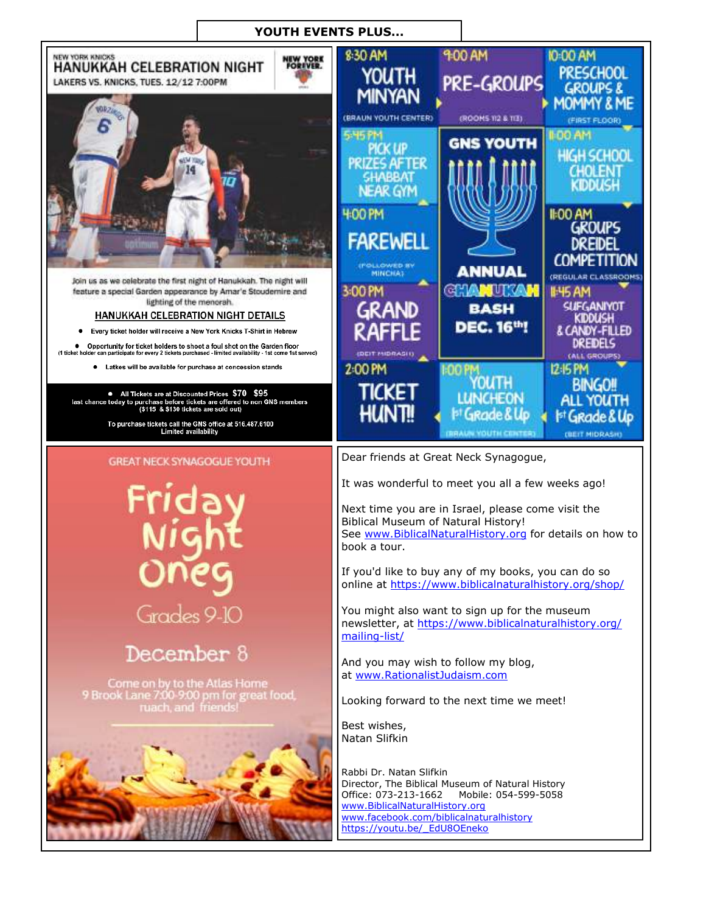# YOUTH EVENTS PLUS...

NEW YORK KNICKS

## HANUKKAH CELEBRATION NIGHT

LAKERS VS. KNICKS, TUES. 12/12 7:00PM

NEW YORK FOREVER.

Join us as we celebrate the first night of Hanukkah. The night will feature a special Garden appearance by Amar'e Stoudemire and lighting of the menorah.

**HANUKKAH CELEBRATION NIGHT DETAILS**

- Every ticket holder will receive a New York Knicks T-Shirt in Hebrew
- Opportunity for ticket holders to shoot a foul shot on the Garden floor (1 ticket holder can participate for every 2 tickets purchased - limited availability - 1st come 1st served)
- Latkes will be available for purchase at concession stands

- All Tickets are at Discounted Prices **$70 $95** last chance today to purchase before tickets are offered to non GNS members ($115 & $130 tickets are sold out)

To purchase tickets call the GNS office at 516.487.6100
Limited availability

## GNS YOUTH ANNUAL CHANUKAH BASH DEC. 16th!

- 8:30 AM YOUTH MINYAN (BRAUN YOUTH CENTER)
- 9:00 AM PRE-GROUPS (ROOMS 112 & 113)
- 10:00 AM PRESCHOOL GROUPS & MOMMY & ME (FIRST FLOOR)
- 11:00 AM HIGH SCHOOL CHOLENT KIDDUSH
- 11:00 AM GROUPS DREIDEL COMPETITION (REGULAR CLASSROOMS)
- 11:45 AM SUFGANIYOT KIDDUSH & CANDY-FILLED DREIDELS (ALL GROUPS)
- 12:15 PM BINGO!! ALL YOUTH 1st Grade & Up (BEIT MIDRASH)
- 1:00 PM YOUTH LUNCHEON 1st Grade & Up (BRAUN YOUTH CENTER)
- 2:00 PM TICKET HUNT!!
- 3:00 PM GRAND RAFFLE (BEIT MIDRASH)
- 4:00 PM FAREWELL (FOLLOWED BY MINCHA)
- 5:45 PM PICK UP PRIZES AFTER SHABBAT NEAR GYM

GREAT NECK SYNAGOGUE YOUTH

## Friday Night Oneg

Grades 9-10

December 8

Come on by to the Atlas Home
9 Brook Lane 7:00-9:00 pm for great food, ruach, and friends!

Dear friends at Great Neck Synagogue,

It was wonderful to meet you all a few weeks ago!

Next time you are in Israel, please come visit the Biblical Museum of Natural History!
See www.BiblicalNaturalHistory.org for details on how to book a tour.

If you'd like to buy any of my books, you can do so online at https://www.biblicalnaturalhistory.org/shop/

You might also want to sign up for the museum newsletter, at https://www.biblicalnaturalhistory.org/mailing-list/

And you may wish to follow my blog, at www.RationalistJudaism.com

Looking forward to the next time we meet!

Best wishes,
Natan Slifkin

Rabbi Dr. Natan Slifkin
Director, The Biblical Museum of Natural History
Office: 073-213-1662 Mobile: 054-599-5058
www.BiblicalNaturalHistory.org
www.facebook.com/biblicalnaturalhistory
https://youtu.be/_EdU8OEneko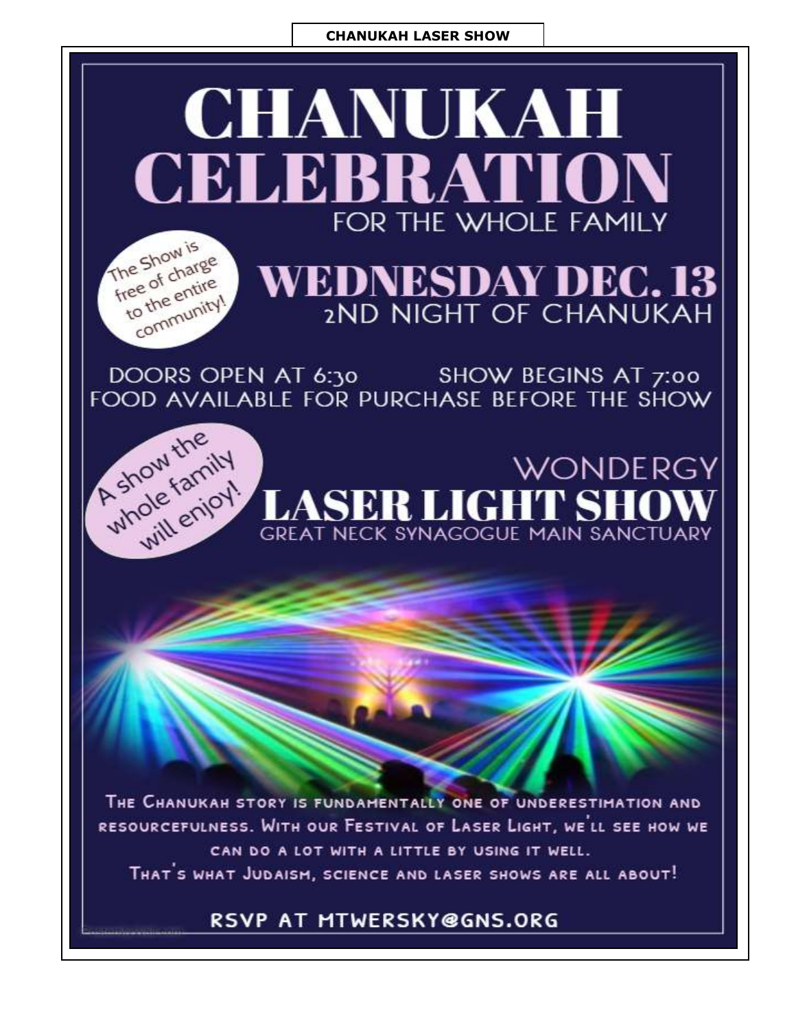**CHANUKAH LASER SHOW**

# CHANUKAH CELEBRATION

FOR THE WHOLE FAMILY

The Show is free of charge to the entire community!

## WEDNESDAY DEC. 13

2ND NIGHT OF CHANUKAH

DOORS OPEN AT 6:30 SHOW BEGINS AT 7:00

FOOD AVAILABLE FOR PURCHASE BEFORE THE SHOW

A show the whole family will enjoy!

WONDERGY

## LASER LIGHT SHOW

GREAT NECK SYNAGOGUE MAIN SANCTUARY

The Chanukah story is fundamentally one of underestimation and resourcefulness. With our Festival of Laser Light, we'll see how we can do a lot with a little by using it well.

That's what Judaism, science and laser shows are all about!

RSVP AT MTWERSKY@GNS.ORG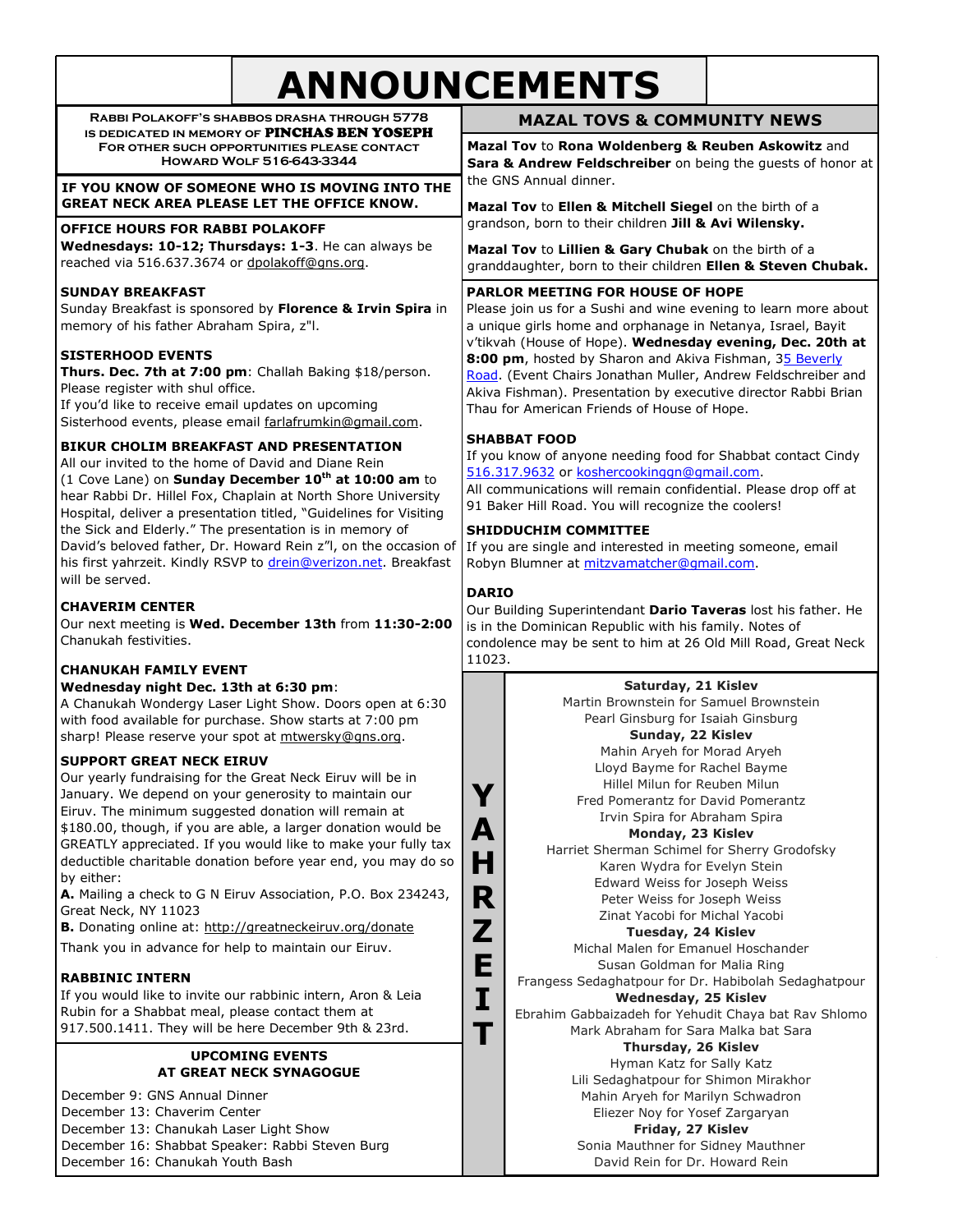# ANNOUNCEMENTS

**RABBI POLAKOFF'S SHABBOS DRASHA THROUGH 5778 IS DEDICATED IN MEMORY OF PINCHAS BEN YOSEPH**
**FOR OTHER SUCH OPPORTUNITIES PLEASE CONTACT HOWARD WOLF 516-643-3344**

**IF YOU KNOW OF SOMEONE WHO IS MOVING INTO THE GREAT NECK AREA PLEASE LET THE OFFICE KNOW.**

**OFFICE HOURS FOR RABBI POLAKOFF**
**Wednesdays: 10-12; Thursdays: 1-3**. He can always be reached via 516.637.3674 or dpolakoff@gns.org.

**SUNDAY BREAKFAST**
Sunday Breakfast is sponsored by **Florence & Irvin Spira** in memory of his father Abraham Spira, z"l.

**SISTERHOOD EVENTS**
**Thurs. Dec. 7th at 7:00 pm**: Challah Baking $18/person. Please register with shul office.
If you'd like to receive email updates on upcoming Sisterhood events, please email farlafrumkin@gmail.com.

**BIKUR CHOLIM BREAKFAST AND PRESENTATION**
All our invited to the home of David and Diane Rein (1 Cove Lane) on **Sunday December 10th at 10:00 am** to hear Rabbi Dr. Hillel Fox, Chaplain at North Shore University Hospital, deliver a presentation titled, "Guidelines for Visiting the Sick and Elderly." The presentation is in memory of David's beloved father, Dr. Howard Rein z"l, on the occasion of his first yahrzeit. Kindly RSVP to drein@verizon.net. Breakfast will be served.

**CHAVERIM CENTER**
Our next meeting is **Wed. December 13th** from **11:30-2:00** Chanukah festivities.

**CHANUKAH FAMILY EVENT**
**Wednesday night Dec. 13th at 6:30 pm**:
A Chanukah Wondergy Laser Light Show. Doors open at 6:30 with food available for purchase. Show starts at 7:00 pm sharp! Please reserve your spot at mtwersky@gns.org.

**SUPPORT GREAT NECK EIRUV**
Our yearly fundraising for the Great Neck Eiruv will be in January. We depend on your generosity to maintain our Eiruv. The minimum suggested donation will remain at $180.00, though, if you are able, a larger donation would be GREATLY appreciated. If you would like to make your fully tax deductible charitable donation before year end, you may do so by either:
**A.** Mailing a check to G N Eiruv Association, P.O. Box 234243, Great Neck, NY 11023
**B.** Donating online at: http://greatneckeiruv.org/donate
Thank you in advance for help to maintain our Eiruv.

**RABBINIC INTERN**
If you would like to invite our rabbinic intern, Aron & Leia Rubin for a Shabbat meal, please contact them at 917.500.1411. They will be here December 9th & 23rd.

## UPCOMING EVENTS AT GREAT NECK SYNAGOGUE

December 9: GNS Annual Dinner
December 13: Chaverim Center
December 13: Chanukah Laser Light Show
December 16: Shabbat Speaker: Rabbi Steven Burg
December 16: Chanukah Youth Bash

## MAZAL TOVS & COMMUNITY NEWS

**Mazal Tov** to **Rona Woldenberg & Reuben Askowitz** and **Sara & Andrew Feldschreiber** on being the guests of honor at the GNS Annual dinner.

**Mazal Tov** to **Ellen & Mitchell Siegel** on the birth of a grandson, born to their children **Jill & Avi Wilensky.**

**Mazal Tov** to **Lillien & Gary Chubak** on the birth of a granddaughter, born to their children **Ellen & Steven Chubak.**

**PARLOR MEETING FOR HOUSE OF HOPE**
Please join us for a Sushi and wine evening to learn more about a unique girls home and orphanage in Netanya, Israel, Bayit v'tikvah (House of Hope). **Wednesday evening, Dec. 20th at 8:00 pm**, hosted by Sharon and Akiva Fishman, 35 Beverly Road. (Event Chairs Jonathan Muller, Andrew Feldschreiber and Akiva Fishman). Presentation by executive director Rabbi Brian Thau for American Friends of House of Hope.

**SHABBAT FOOD**
If you know of anyone needing food for Shabbat contact Cindy 516.317.9632 or koshercookinggn@gmail.com.
All communications will remain confidential. Please drop off at 91 Baker Hill Road. You will recognize the coolers!

**SHIDDUCHIM COMMITTEE**
If you are single and interested in meeting someone, email Robyn Blumner at mitzvamatcher@gmail.com.

**DARIO**
Our Building Superintendant **Dario Taveras** lost his father. He is in the Dominican Republic with his family. Notes of condolence may be sent to him at 26 Old Mill Road, Great Neck 11023.

## YAHRZEIT

**Saturday, 21 Kislev**
Martin Brownstein for Samuel Brownstein
Pearl Ginsburg for Isaiah Ginsburg

**Sunday, 22 Kislev**
Mahin Aryeh for Morad Aryeh
Lloyd Bayme for Rachel Bayme
Hillel Milun for Reuben Milun
Fred Pomerantz for David Pomerantz
Irvin Spira for Abraham Spira

**Monday, 23 Kislev**
Harriet Sherman Schimel for Sherry Grodofsky
Karen Wydra for Evelyn Stein
Edward Weiss for Joseph Weiss
Peter Weiss for Joseph Weiss
Zinat Yacobi for Michal Yacobi

**Tuesday, 24 Kislev**
Michal Malen for Emanuel Hoschander
Susan Goldman for Malia Ring
Frangess Sedaghatpour for Dr. Habibolah Sedaghatpour

**Wednesday, 25 Kislev**
Ebrahim Gabbaizadeh for Yehudit Chaya bat Rav Shlomo
Mark Abraham for Sara Malka bat Sara

**Thursday, 26 Kislev**
Hyman Katz for Sally Katz
Lili Sedaghatpour for Shimon Mirakhor
Mahin Aryeh for Marilyn Schwadron
Eliezer Noy for Yosef Zargaryan

**Friday, 27 Kislev**
Sonia Mauthner for Sidney Mauthner
David Rein for Dr. Howard Rein